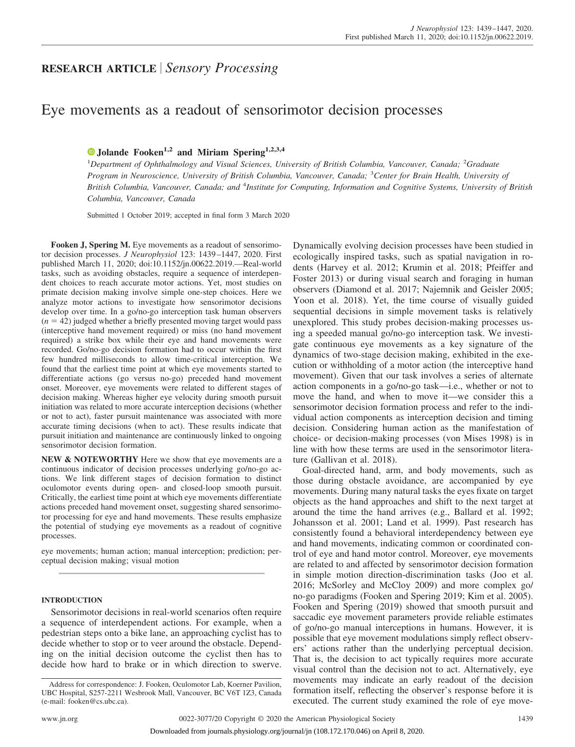## RESEARCH ARTICLE | *Sensory Processing*

# Eye movements as a readout of sensorimotor decision processes

**Jolande Fooken[1,2] and Miriam Spering[1,2,3,4]**

[1]*Department of Ophthalmology and Visual Sciences, University of British Columbia, Vancouver, Canada;* [2]*Graduate Program in Neuroscience, University of British Columbia, Vancouver, Canada;* [3]*Center for Brain Health, University of British Columbia, Vancouver, Canada; and* [4]*Institute for Computing, Information and Cognitive Systems, University of British Columbia, Vancouver, Canada*

Submitted 1 October 2019; accepted in final form 3 March 2020

**Fooken J, Spering M.** Eye movements as a readout of sensorimotor decision processes. *J Neurophysiol* 123: 1439–1447, 2020. First published March 11, 2020; doi:10.1152/jn.00622.2019.—Real-world tasks, such as avoiding obstacles, require a sequence of interdependent choices to reach accurate motor actions. Yet, most studies on primate decision making involve simple one-step choices. Here we analyze motor actions to investigate how sensorimotor decisions develop over time. In a go/no-go interception task human observers ($n = 42$) judged whether a briefly presented moving target would pass (interceptive hand movement required) or miss (no hand movement required) a strike box while their eye and hand movements were recorded. Go/no-go decision formation had to occur within the first few hundred milliseconds to allow time-critical interception. We found that the earliest time point at which eye movements started to differentiate actions (go versus no-go) preceded hand movement onset. Moreover, eye movements were related to different stages of decision making. Whereas higher eye velocity during smooth pursuit initiation was related to more accurate interception decisions (whether or not to act), faster pursuit maintenance was associated with more accurate timing decisions (when to act). These results indicate that pursuit initiation and maintenance are continuously linked to ongoing sensorimotor decision formation.

**NEW & NOTEWORTHY** Here we show that eye movements are a continuous indicator of decision processes underlying go/no-go actions. We link different stages of decision formation to distinct oculomotor events during open- and closed-loop smooth pursuit. Critically, the earliest time point at which eye movements differentiate actions preceded hand movement onset, suggesting shared sensorimotor processing for eye and hand movements. These results emphasize the potential of studying eye movements as a readout of cognitive processes.

eye movements; human action; manual interception; prediction; perceptual decision making; visual motion

## INTRODUCTION

Sensorimotor decisions in real-world scenarios often require a sequence of interdependent actions. For example, when a pedestrian steps onto a bike lane, an approaching cyclist has to decide whether to stop or to veer around the obstacle. Depending on the initial decision outcome the cyclist then has to decide how hard to brake or in which direction to swerve. Dynamically evolving decision processes have been studied in ecologically inspired tasks, such as spatial navigation in rodents (Harvey et al. 2012; Krumin et al. 2018; Pfeiffer and Foster 2013) or during visual search and foraging in human observers (Diamond et al. 2017; Najemnik and Geisler 2005; Yoon et al. 2018). Yet, the time course of visually guided sequential decisions in simple movement tasks is relatively unexplored. This study probes decision-making processes using a speeded manual go/no-go interception task. We investigate continuous eye movements as a key signature of the dynamics of two-stage decision making, exhibited in the execution or withholding of a motor action (the interceptive hand movement). Given that our task involves a series of alternate action components in a go/no-go task—i.e., whether or not to move the hand, and when to move it—we consider this a sensorimotor decision formation process and refer to the individual action components as interception decision and timing decision. Considering human action as the manifestation of choice- or decision-making processes (von Mises 1998) is in line with how these terms are used in the sensorimotor literature (Gallivan et al. 2018).

Goal-directed hand, arm, and body movements, such as those during obstacle avoidance, are accompanied by eye movements. During many natural tasks the eyes fixate on target objects as the hand approaches and shift to the next target at around the time the hand arrives (e.g., Ballard et al. 1992; Johansson et al. 2001; Land et al. 1999). Past research has consistently found a behavioral interdependency between eye and hand movements, indicating common or coordinated control of eye and hand motor control. Moreover, eye movements are related to and affected by sensorimotor decision formation in simple motion direction-discrimination tasks (Joo et al. 2016; McSorley and McCloy 2009) and more complex go/no-go paradigms (Fooken and Spering 2019; Kim et al. 2005). Fooken and Spering (2019) showed that smooth pursuit and saccadic eye movement parameters provide reliable estimates of go/no-go manual interceptions in humans. However, it is possible that eye movement modulations simply reflect observers' actions rather than the underlying perceptual decision. That is, the decision to act typically requires more accurate visual control than the decision not to act. Alternatively, eye movements may indicate an early readout of the decision formation itself, reflecting the observer's response before it is executed. The current study examined the role of eye move-

Address for correspondence: J. Fooken, Oculomotor Lab, Koerner Pavilion, UBC Hospital, S257-2211 Wesbrook Mall, Vancouver, BC V6T 1Z3, Canada (e-mail: fooken@cs.ubc.ca).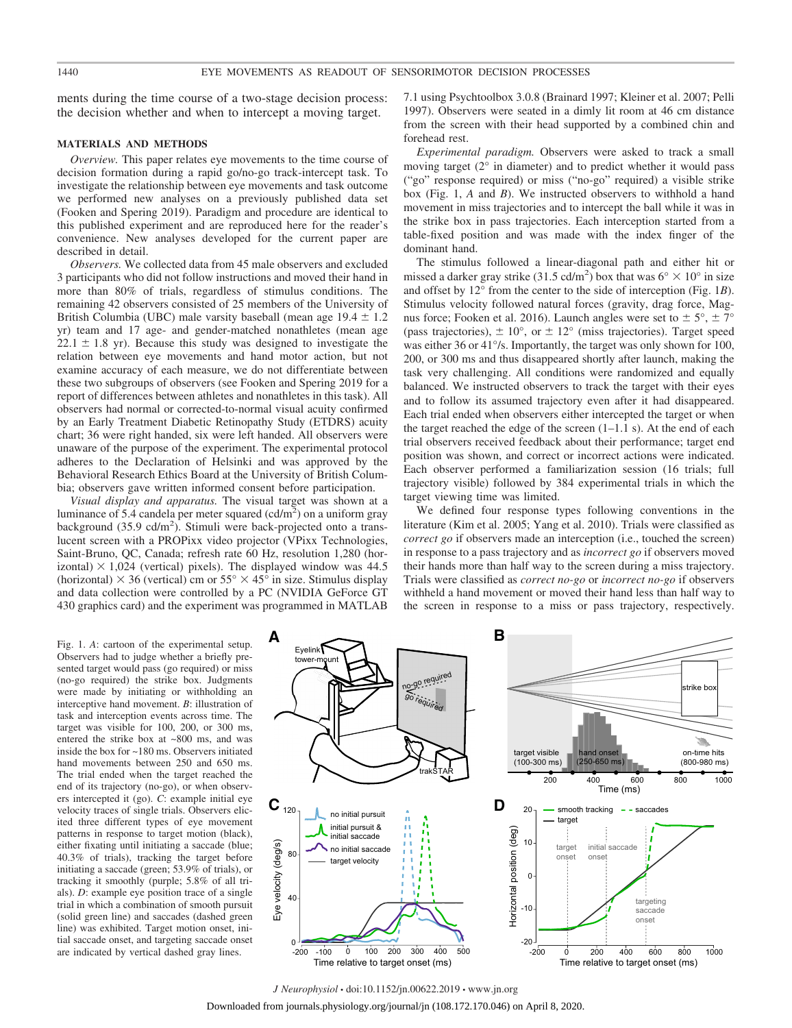ments during the time course of a two-stage decision process: the decision whether and when to intercept a moving target.

## MATERIALS AND METHODS

*Overview.* This paper relates eye movements to the time course of decision formation during a rapid go/no-go track-intercept task. To investigate the relationship between eye movements and task outcome we performed new analyses on a previously published data set (Fooken and Spering 2019). Paradigm and procedure are identical to this published experiment and are reproduced here for the reader's convenience. New analyses developed for the current paper are described in detail.

*Observers.* We collected data from 45 male observers and excluded 3 participants who did not follow instructions and moved their hand in more than 80% of trials, regardless of stimulus conditions. The remaining 42 observers consisted of 25 members of the University of British Columbia (UBC) male varsity baseball (mean age 19.4 ± 1.2 yr) team and 17 age- and gender-matched nonathletes (mean age 22.1 ± 1.8 yr). Because this study was designed to investigate the relation between eye movements and hand motor action, but not examine accuracy of each measure, we do not differentiate between these two subgroups of observers (see Fooken and Spering 2019 for a report of differences between athletes and nonathletes in this task). All observers had normal or corrected-to-normal visual acuity confirmed by an Early Treatment Diabetic Retinopathy Study (ETDRS) acuity chart; 36 were right handed, six were left handed. All observers were unaware of the purpose of the experiment. The experimental protocol adheres to the Declaration of Helsinki and was approved by the Behavioral Research Ethics Board at the University of British Columbia; observers gave written informed consent before participation.

*Visual display and apparatus.* The visual target was shown at a luminance of 5.4 candela per meter squared (cd/m$^2$) on a uniform gray background (35.9 cd/m$^2$). Stimuli were back-projected onto a translucent screen with a PROPixx video projector (VPixx Technologies, Saint-Bruno, QC, Canada; refresh rate 60 Hz, resolution 1,280 (horizontal) × 1,024 (vertical) pixels). The displayed window was 44.5 (horizontal) × 36 (vertical) cm or 55° × 45° in size. Stimulus display and data collection were controlled by a PC (NVIDIA GeForce GT 430 graphics card) and the experiment was programmed in MATLAB 7.1 using Psychtoolbox 3.0.8 (Brainard 1997; Kleiner et al. 2007; Pelli 1997). Observers were seated in a dimly lit room at 46 cm distance from the screen with their head supported by a combined chin and forehead rest.

*Experimental paradigm.* Observers were asked to track a small moving target (2° in diameter) and to predict whether it would pass ("go" response required) or miss ("no-go" required) a visible strike box (Fig. 1, *A* and *B*). We instructed observers to withhold a hand movement in miss trajectories and to intercept the ball while it was in the strike box in pass trajectories. Each interception started from a table-fixed position and was made with the index finger of the dominant hand.

The stimulus followed a linear-diagonal path and either hit or missed a darker gray strike (31.5 cd/m$^2$) box that was 6° × 10° in size and offset by 12° from the center to the side of interception (Fig. 1*B*). Stimulus velocity followed natural forces (gravity, drag force, Magnus force; Fooken et al. 2016). Launch angles were set to ± 5°, ± 7° (pass trajectories), ± 10°, or ± 12° (miss trajectories). Target speed was either 36 or 41°/s. Importantly, the target was only shown for 100, 200, or 300 ms and thus disappeared shortly after launch, making the task very challenging. All conditions were randomized and equally balanced. We instructed observers to track the target with their eyes and to follow its assumed trajectory even after it had disappeared. Each trial ended when observers either intercepted the target or when the target reached the edge of the screen (1–1.1 s). At the end of each trial observers received feedback about their performance; target end position was shown, and correct or incorrect actions were indicated. Each observer performed a familiarization session (16 trials; full trajectory visible) followed by 384 experimental trials in which the target viewing time was limited.

We defined four response types following conventions in the literature (Kim et al. 2005; Yang et al. 2010). Trials were classified as *correct go* if observers made an interception (i.e., touched the screen) in response to a pass trajectory and as *incorrect go* if observers moved their hands more than half way to the screen during a miss trajectory. Trials were classified as *correct no-go* or *incorrect no-go* if observers withheld a hand movement or moved their hand less than half way to the screen in response to a miss or pass trajectory, respectively.

Fig. 1. *A*: cartoon of the experimental setup. Observers had to judge whether a briefly presented target would pass (go required) or miss (no-go required) the strike box. Judgments were made by initiating or withholding an interceptive hand movement. *B*: illustration of task and interception events across time. The target was visible for 100, 200, or 300 ms, entered the strike box at ~800 ms, and was inside the box for ~180 ms. Observers initiated hand movements between 250 and 650 ms. The trial ended when the target reached the end of its trajectory (no-go), or when observers intercepted it (go). *C*: example initial eye velocity traces of single trials. Observers elicited three different types of eye movement patterns in response to target motion (black), either fixating until initiating a saccade (blue; 40.3% of trials), tracking the target before initiating a saccade (green; 53.9% of trials), or tracking it smoothly (purple; 5.8% of all trials). *D*: example eye position trace of a single trial in which a combination of smooth pursuit (solid green line) and saccades (dashed green line) was exhibited. Target motion onset, initial saccade onset, and targeting saccade onset are indicated by vertical dashed gray lines.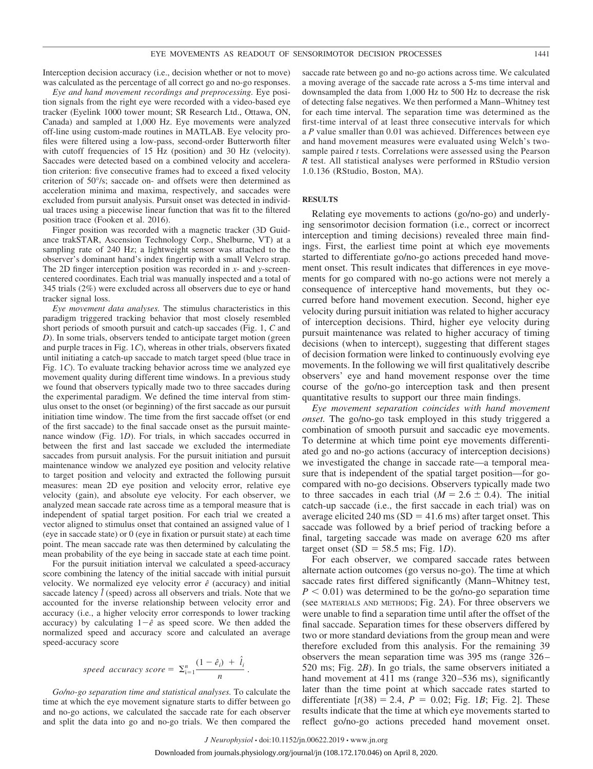Interception decision accuracy (i.e., decision whether or not to move) was calculated as the percentage of all correct go and no-go responses.

*Eye and hand movement recordings and preprocessing.* Eye position signals from the right eye were recorded with a video-based eye tracker (Eyelink 1000 tower mount; SR Research Ltd., Ottawa, ON, Canada) and sampled at 1,000 Hz. Eye movements were analyzed off-line using custom-made routines in MATLAB. Eye velocity profiles were filtered using a low-pass, second-order Butterworth filter with cutoff frequencies of 15 Hz (position) and 30 Hz (velocity). Saccades were detected based on a combined velocity and acceleration criterion: five consecutive frames had to exceed a fixed velocity criterion of 50°/s; saccade on- and offsets were then determined as acceleration minima and maxima, respectively, and saccades were excluded from pursuit analysis. Pursuit onset was detected in individual traces using a piecewise linear function that was fit to the filtered position trace (Fooken et al. 2016).

Finger position was recorded with a magnetic tracker (3D Guidance trakSTAR, Ascension Technology Corp., Shelburne, VT) at a sampling rate of 240 Hz; a lightweight sensor was attached to the observer's dominant hand's index fingertip with a small Velcro strap. The 2D finger interception position was recorded in *x*- and *y*-screen-centered coordinates. Each trial was manually inspected and a total of 345 trials (2%) were excluded across all observers due to eye or hand tracker signal loss.

*Eye movement data analyses.* The stimulus characteristics in this paradigm triggered tracking behavior that most closely resembled short periods of smooth pursuit and catch-up saccades (Fig. 1, *C* and *D*). In some trials, observers tended to anticipate target motion (green and purple traces in Fig. 1*C*), whereas in other trials, observers fixated until initiating a catch-up saccade to match target speed (blue trace in Fig. 1*C*). To evaluate tracking behavior across time we analyzed eye movement quality during different time windows. In a previous study we found that observers typically made two to three saccades during the experimental paradigm. We defined the time interval from stimulus onset to the onset (or beginning) of the first saccade as our pursuit initiation time window. The time from the first saccade offset (or end of the first saccade) to the final saccade onset as the pursuit maintenance window (Fig. 1*D*). For trials, in which saccades occurred in between the first and last saccade we excluded the intermediate saccades from pursuit analysis. For the pursuit initiation and pursuit maintenance window we analyzed eye position and velocity relative to target position and velocity and extracted the following pursuit measures: mean 2D eye position and velocity error, relative eye velocity (gain), and absolute eye velocity. For each observer, we analyzed mean saccade rate across time as a temporal measure that is independent of spatial target position. For each trial we created a vector aligned to stimulus onset that contained an assigned value of 1 (eye in saccade state) or 0 (eye in fixation or pursuit state) at each time point. The mean saccade rate was then determined by calculating the mean probability of the eye being in saccade state at each time point.

For the pursuit initiation interval we calculated a speed-accuracy score combining the latency of the initial saccade with initial pursuit velocity. We normalized eye velocity error $\hat{e}$ (accuracy) and initial saccade latency $\hat{l}$ (speed) across all observers and trials. Note that we accounted for the inverse relationship between velocity error and accuracy (i.e., a higher velocity error corresponds to lower tracking accuracy) by calculating $1-\hat{e}$ as speed score. We then added the normalized speed and accuracy score and calculated an average speed-accuracy score

$$speed\ \ accuracy\ score = \Sigma_{i=1}^{n} \frac{(1-\hat{e}_i) + \hat{l}_i}{n}.$$

*Go/no-go separation time and statistical analyses.* To calculate the time at which the eye movement signature starts to differ between go and no-go actions, we calculated the saccade rate for each observer and split the data into go and no-go trials. We then compared the saccade rate between go and no-go actions across time. We calculated a moving average of the saccade rate across a 5-ms time interval and downsampled the data from 1,000 Hz to 500 Hz to decrease the risk of detecting false negatives. We then performed a Mann–Whitney test for each time interval. The separation time was determined as the first-time interval of at least three consecutive intervals for which a *P* value smaller than 0.01 was achieved. Differences between eye and hand movement measures were evaluated using Welch's two-sample paired *t* tests. Correlations were assessed using the Pearson *R* test. All statistical analyses were performed in RStudio version 1.0.136 (RStudio, Boston, MA).

## RESULTS

Relating eye movements to actions (go/no-go) and underlying sensorimotor decision formation (i.e., correct or incorrect interception and timing decisions) revealed three main findings. First, the earliest time point at which eye movements started to differentiate go/no-go actions preceded hand movement onset. This result indicates that differences in eye movements for go compared with no-go actions were not merely a consequence of interceptive hand movements, but they occurred before hand movement execution. Second, higher eye velocity during pursuit initiation was related to higher accuracy of interception decisions. Third, higher eye velocity during pursuit maintenance was related to higher accuracy of timing decisions (when to intercept), suggesting that different stages of decision formation were linked to continuously evolving eye movements. In the following we will first qualitatively describe observers' eye and hand movement response over the time course of the go/no-go interception task and then present quantitative results to support our three main findings.

*Eye movement separation coincides with hand movement onset.* The go/no-go task employed in this study triggered a combination of smooth pursuit and saccadic eye movements. To determine at which time point eye movements differentiated go and no-go actions (accuracy of interception decisions) we investigated the change in saccade rate—a temporal measure that is independent of the spatial target position—for go-compared with no-go decisions. Observers typically made two to three saccades in each trial ($M = 2.6 \pm 0.4$). The initial catch-up saccade (i.e., the first saccade in each trial) was on average elicited 240 ms (SD = 41.6 ms) after target onset. This saccade was followed by a brief period of tracking before a final, targeting saccade was made on average 620 ms after target onset (SD = 58.5 ms; Fig. 1*D*).

For each observer, we compared saccade rates between alternate action outcomes (go versus no-go). The time at which saccade rates first differed significantly (Mann–Whitney test, $P < 0.01$) was determined to be the go/no-go separation time (see MATERIALS AND METHODS; Fig. 2*A*). For three observers we were unable to find a separation time until after the offset of the final saccade. Separation times for these observers differed by two or more standard deviations from the group mean and were therefore excluded from this analysis. For the remaining 39 observers the mean separation time was 395 ms (range 326–520 ms; Fig. 2*B*). In go trials, the same observers initiated a hand movement at 411 ms (range 320–536 ms), significantly later than the time point at which saccade rates started to differentiate [$t(38) = 2.4$, $P = 0.02$; Fig. 1*B*; Fig. 2]. These results indicate that the time at which eye movements started to reflect go/no-go actions preceded hand movement onset.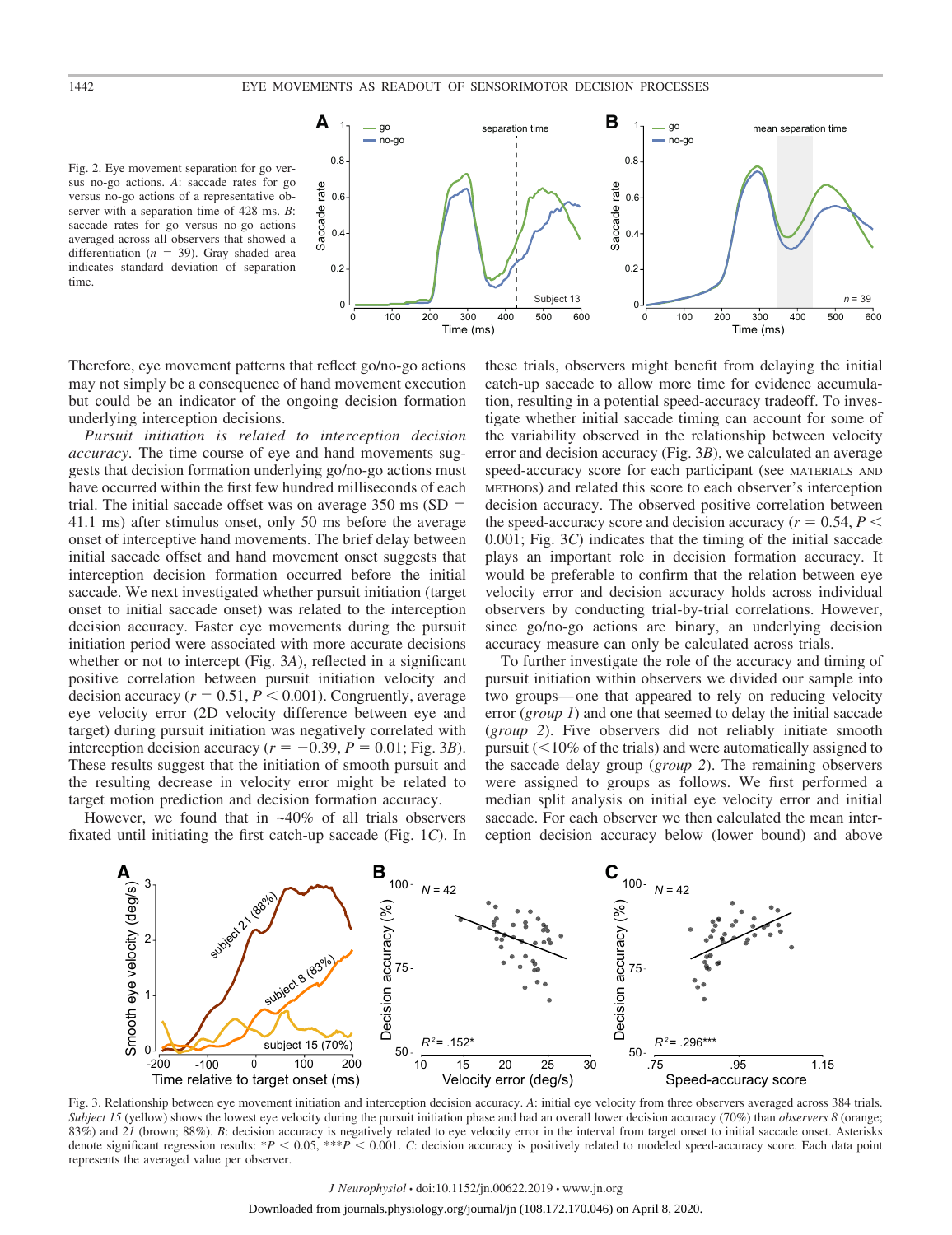Fig. 2. Eye movement separation for go versus no-go actions. *A*: saccade rates for go versus no-go actions of a representative observer with a separation time of 428 ms. *B*: saccade rates for go versus no-go actions averaged across all observers that showed a differentiation ($n$ = 39). Gray shaded area indicates standard deviation of separation time.

Therefore, eye movement patterns that reflect go/no-go actions may not simply be a consequence of hand movement execution but could be an indicator of the ongoing decision formation underlying interception decisions.

*Pursuit initiation is related to interception decision accuracy.* The time course of eye and hand movements suggests that decision formation underlying go/no-go actions must have occurred within the first few hundred milliseconds of each trial. The initial saccade offset was on average 350 ms (SD = 41.1 ms) after stimulus onset, only 50 ms before the average onset of interceptive hand movements. The brief delay between initial saccade offset and hand movement onset suggests that interception decision formation occurred before the initial saccade. We next investigated whether pursuit initiation (target onset to initial saccade onset) was related to the interception decision accuracy. Faster eye movements during the pursuit initiation period were associated with more accurate decisions whether or not to intercept (Fig. 3*A*), reflected in a significant positive correlation between pursuit initiation velocity and decision accuracy ($r = 0.51$, $P < 0.001$). Congruently, average eye velocity error (2D velocity difference between eye and target) during pursuit initiation was negatively correlated with interception decision accuracy ($r = -0.39$, $P = 0.01$; Fig. 3*B*). These results suggest that the initiation of smooth pursuit and the resulting decrease in velocity error might be related to target motion prediction and decision formation accuracy.

However, we found that in ~40% of all trials observers fixated until initiating the first catch-up saccade (Fig. 1*C*). In these trials, observers might benefit from delaying the initial catch-up saccade to allow more time for evidence accumulation, resulting in a potential speed-accuracy tradeoff. To investigate whether initial saccade timing can account for some of the variability observed in the relationship between velocity error and decision accuracy (Fig. 3*B*), we calculated an average speed-accuracy score for each participant (see MATERIALS AND METHODS) and related this score to each observer's interception decision accuracy. The observed positive correlation between the speed-accuracy score and decision accuracy ($r = 0.54$, $P < 0.001$; Fig. 3*C*) indicates that the timing of the initial saccade plays an important role in decision formation accuracy. It would be preferable to confirm that the relation between eye velocity error and decision accuracy holds across individual observers by conducting trial-by-trial correlations. However, since go/no-go actions are binary, an underlying decision accuracy measure can only be calculated across trials.

To further investigate the role of the accuracy and timing of pursuit initiation within observers we divided our sample into two groups—one that appeared to rely on reducing velocity error (*group 1*) and one that seemed to delay the initial saccade (*group 2*). Five observers did not reliably initiate smooth pursuit (<10% of the trials) and were automatically assigned to the saccade delay group (*group 2*). The remaining observers were assigned to groups as follows. We first performed a median split analysis on initial eye velocity error and initial saccade. For each observer we then calculated the mean interception decision accuracy below (lower bound) and above

Fig. 3. Relationship between eye movement initiation and interception decision accuracy. *A*: initial eye velocity from three observers averaged across 384 trials. *Subject 15* (yellow) shows the lowest eye velocity during the pursuit initiation phase and had an overall lower decision accuracy (70%) than *observers 8* (orange; 83%) and *21* (brown; 88%). *B*: decision accuracy is negatively related to eye velocity error in the interval from target onset to initial saccade onset. Asterisks denote significant regression results: \*$P < 0.05$, \*\*\*$P < 0.001$. *C*: decision accuracy is positively related to modeled speed-accuracy score. Each data point represents the averaged value per observer.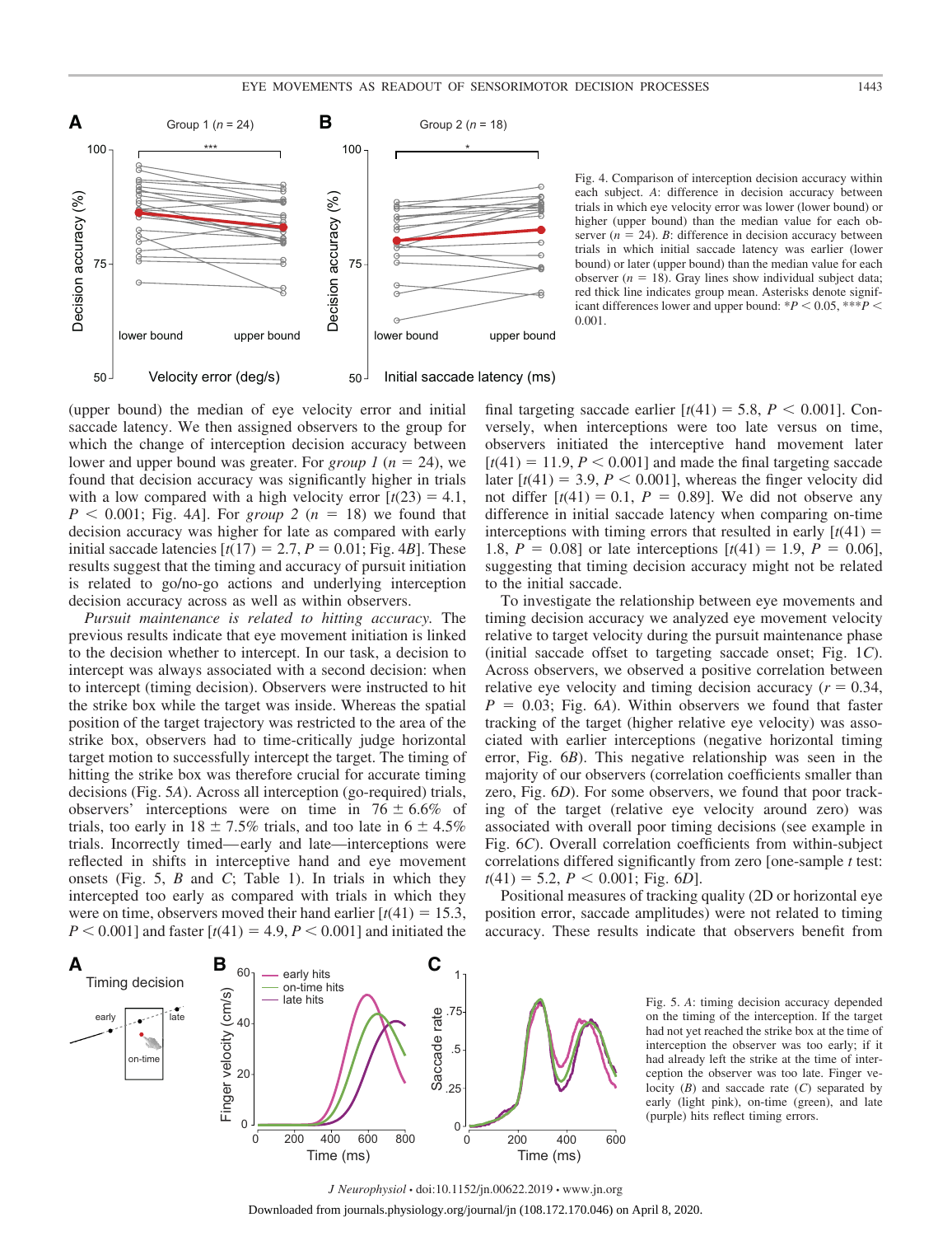Fig. 4. Comparison of interception decision accuracy within each subject. *A*: difference in decision accuracy between trials in which eye velocity error was lower (lower bound) or higher (upper bound) than the median value for each observer ($n$ = 24). *B*: difference in decision accuracy between trials in which initial saccade latency was earlier (lower bound) or later (upper bound) than the median value for each observer ($n$ = 18). Gray lines show individual subject data; red thick line indicates group mean. Asterisks denote significant differences lower and upper bound: \*$P < 0.05$, \*\*\*$P < 0.001$.

(upper bound) the median of eye velocity error and initial saccade latency. We then assigned observers to the group for which the change of interception decision accuracy between lower and upper bound was greater. For *group 1* ($n$ = 24), we found that decision accuracy was significantly higher in trials with a low compared with a high velocity error [$t(23) = 4.1$, $P < 0.001$; Fig. 4*A*]. For *group 2* ($n$ = 18) we found that decision accuracy was higher for late as compared with early initial saccade latencies [$t(17) = 2.7$, $P = 0.01$; Fig. 4*B*]. These results suggest that the timing and accuracy of pursuit initiation is related to go/no-go actions and underlying interception decision accuracy across as well as within observers.

*Pursuit maintenance is related to hitting accuracy.* The previous results indicate that eye movement initiation is linked to the decision whether to intercept. In our task, a decision to intercept was always associated with a second decision: when to intercept (timing decision). Observers were instructed to hit the strike box while the target was inside. Whereas the spatial position of the target trajectory was restricted to the area of the strike box, observers had to time-critically judge horizontal target motion to successfully intercept the target. The timing of hitting the strike box was therefore crucial for accurate timing decisions (Fig. 5*A*). Across all interception (go-required) trials, observers' interceptions were on time in 76 ± 6.6% of trials, too early in 18 ± 7.5% trials, and too late in 6 ± 4.5% trials. Incorrectly timed—early and late—interceptions were reflected in shifts in interceptive hand and eye movement onsets (Fig. 5, *B* and *C*; Table 1). In trials in which they intercepted too early as compared with trials in which they were on time, observers moved their hand earlier [$t(41) = 15.3$, $P < 0.001$] and faster [$t(41) = 4.9$, $P < 0.001$] and initiated the final targeting saccade earlier [$t(41) = 5.8$, $P < 0.001$]. Conversely, when interceptions were too late versus on time, observers initiated the interceptive hand movement later [$t(41) = 11.9$, $P < 0.001$] and made the final targeting saccade later [$t(41) = 3.9$, $P < 0.001$], whereas the finger velocity did not differ [$t(41) = 0.1$, $P = 0.89$]. We did not observe any difference in initial saccade latency when comparing on-time interceptions with timing errors that resulted in early [$t(41) = 1.8$, $P = 0.08$] or late interceptions [$t(41) = 1.9$, $P = 0.06$], suggesting that timing decision accuracy might not be related to the initial saccade.

To investigate the relationship between eye movements and timing decision accuracy we analyzed eye movement velocity relative to target velocity during the pursuit maintenance phase (initial saccade offset to targeting saccade onset; Fig. 1*C*). Across observers, we observed a positive correlation between relative eye velocity and timing decision accuracy ($r = 0.34$, $P = 0.03$; Fig. 6*A*). Within observers we found that faster tracking of the target (higher relative eye velocity) was associated with earlier interceptions (negative horizontal timing error, Fig. 6*B*). This negative relationship was seen in the majority of our observers (correlation coefficients smaller than zero, Fig. 6*D*). For some observers, we found that poor tracking of the target (relative eye velocity around zero) was associated with overall poor timing decisions (see example in Fig. 6*C*). Overall correlation coefficients from within-subject correlations differed significantly from zero [one-sample $t$ test: $t(41) = 5.2$, $P < 0.001$; Fig. 6*D*].

Positional measures of tracking quality (2D or horizontal eye position error, saccade amplitudes) were not related to timing accuracy. These results indicate that observers benefit from

Fig. 5. *A*: timing decision accuracy depended on the timing of the interception. If the target had not yet reached the strike box at the time of interception the observer was too early; if it had already left the strike at the time of interception the observer was too late. Finger velocity (*B*) and saccade rate (*C*) separated by early (light pink), on-time (green), and late (purple) hits reflect timing errors.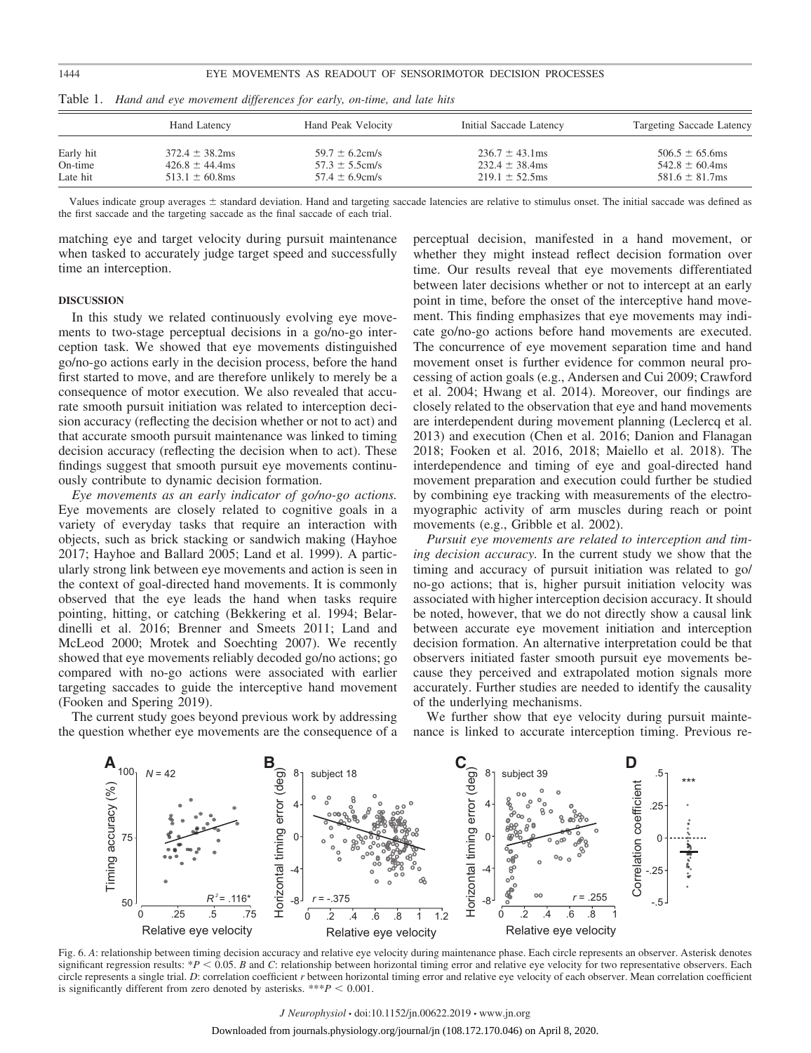Table 1. *Hand and eye movement differences for early, on-time, and late hits*

| | Hand Latency | Hand Peak Velocity | Initial Saccade Latency | Targeting Saccade Latency |
|---|---|---|---|---|
| Early hit | 372.4 ± 38.2ms | 59.7 ± 6.2cm/s | 236.7 ± 43.1ms | 506.5 ± 65.6ms |
| On-time | 426.8 ± 44.4ms | 57.3 ± 5.5cm/s | 232.4 ± 38.4ms | 542.8 ± 60.4ms |
| Late hit | 513.1 ± 60.8ms | 57.4 ± 6.9cm/s | 219.1 ± 52.5ms | 581.6 ± 81.7ms |

Values indicate group averages ± standard deviation. Hand and targeting saccade latencies are relative to stimulus onset. The initial saccade was defined as the first saccade and the targeting saccade as the final saccade of each trial.

matching eye and target velocity during pursuit maintenance when tasked to accurately judge target speed and successfully time an interception.

## DISCUSSION

In this study we related continuously evolving eye movements to two-stage perceptual decisions in a go/no-go interception task. We showed that eye movements distinguished go/no-go actions early in the decision process, before the hand first started to move, and are therefore unlikely to merely be a consequence of motor execution. We also revealed that accurate smooth pursuit initiation was related to interception decision accuracy (reflecting the decision whether or not to act) and that accurate smooth pursuit maintenance was linked to timing decision accuracy (reflecting the decision when to act). These findings suggest that smooth pursuit eye movements continuously contribute to dynamic decision formation.

*Eye movements as an early indicator of go/no-go actions.* Eye movements are closely related to cognitive goals in a variety of everyday tasks that require an interaction with objects, such as brick stacking or sandwich making (Hayhoe 2017; Hayhoe and Ballard 2005; Land et al. 1999). A particularly strong link between eye movements and action is seen in the context of goal-directed hand movements. It is commonly observed that the eye leads the hand when tasks require pointing, hitting, or catching (Bekkering et al. 1994; Belardinelli et al. 2016; Brenner and Smeets 2011; Land and McLeod 2000; Mrotek and Soechting 2007). We recently showed that eye movements reliably decoded go/no actions; go compared with no-go actions were associated with earlier targeting saccades to guide the interceptive hand movement (Fooken and Spering 2019).

The current study goes beyond previous work by addressing the question whether eye movements are the consequence of a perceptual decision, manifested in a hand movement, or whether they might instead reflect decision formation over time. Our results reveal that eye movements differentiated between later decisions whether or not to intercept at an early point in time, before the onset of the interceptive hand movement. This finding emphasizes that eye movements may indicate go/no-go actions before hand movements are executed. The concurrence of eye movement separation time and hand movement onset is further evidence for common neural processing of action goals (e.g., Andersen and Cui 2009; Crawford et al. 2004; Hwang et al. 2014). Moreover, our findings are closely related to the observation that eye and hand movements are interdependent during movement planning (Leclercq et al. 2013) and execution (Chen et al. 2016; Danion and Flanagan 2018; Fooken et al. 2016, 2018; Maiello et al. 2018). The interdependence and timing of eye and goal-directed hand movement preparation and execution could further be studied by combining eye tracking with measurements of the electromyographic activity of arm muscles during reach or point movements (e.g., Gribble et al. 2002).

*Pursuit eye movements are related to interception and timing decision accuracy.* In the current study we show that the timing and accuracy of pursuit initiation was related to go/no-go actions; that is, higher pursuit initiation velocity was associated with higher interception decision accuracy. It should be noted, however, that we do not directly show a causal link between accurate eye movement initiation and interception decision formation. An alternative interpretation could be that observers initiated faster smooth pursuit eye movements because they perceived and extrapolated motion signals more accurately. Further studies are needed to identify the causality of the underlying mechanisms.

We further show that eye velocity during pursuit maintenance is linked to accurate interception timing. Previous re-

Fig. 6. *A*: relationship between timing decision accuracy and relative eye velocity during maintenance phase. Each circle represents an observer. Asterisk denotes significant regression results: $*P < 0.05$. *B* and *C*: relationship between horizontal timing error and relative eye velocity for two representative observers. Each circle represents a single trial. *D*: correlation coefficient *r* between horizontal timing error and relative eye velocity of each observer. Mean correlation coefficient is significantly different from zero denoted by asterisks. $***P < 0.001$.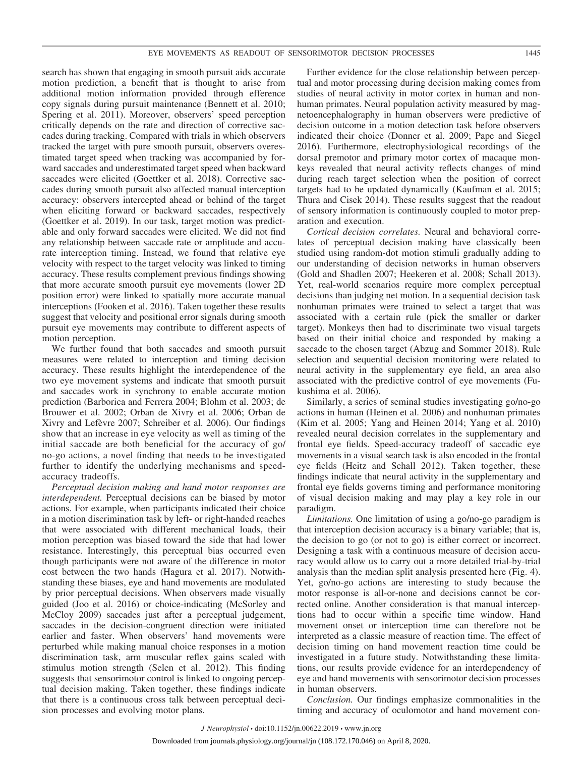search has shown that engaging in smooth pursuit aids accurate motion prediction, a benefit that is thought to arise from additional motion information provided through efference copy signals during pursuit maintenance (Bennett et al. 2010; Spering et al. 2011). Moreover, observers' speed perception critically depends on the rate and direction of corrective saccades during tracking. Compared with trials in which observers tracked the target with pure smooth pursuit, observers overestimated target speed when tracking was accompanied by forward saccades and underestimated target speed when backward saccades were elicited (Goettker et al. 2018). Corrective saccades during smooth pursuit also affected manual interception accuracy: observers intercepted ahead or behind of the target when eliciting forward or backward saccades, respectively (Goettker et al. 2019). In our task, target motion was predictable and only forward saccades were elicited. We did not find any relationship between saccade rate or amplitude and accurate interception timing. Instead, we found that relative eye velocity with respect to the target velocity was linked to timing accuracy. These results complement previous findings showing that more accurate smooth pursuit eye movements (lower 2D position error) were linked to spatially more accurate manual interceptions (Fooken et al. 2016). Taken together these results suggest that velocity and positional error signals during smooth pursuit eye movements may contribute to different aspects of motion perception.

We further found that both saccades and smooth pursuit measures were related to interception and timing decision accuracy. These results highlight the interdependence of the two eye movement systems and indicate that smooth pursuit and saccades work in synchrony to enable accurate motion prediction (Barborica and Ferrera 2004; Blohm et al. 2003; de Brouwer et al. 2002; Orban de Xivry et al. 2006; Orban de Xivry and Lefèvre 2007; Schreiber et al. 2006). Our findings show that an increase in eye velocity as well as timing of the initial saccade are both beneficial for the accuracy of go/no-go actions, a novel finding that needs to be investigated further to identify the underlying mechanisms and speed-accuracy tradeoffs.

*Perceptual decision making and hand motor responses are interdependent.* Perceptual decisions can be biased by motor actions. For example, when participants indicated their choice in a motion discrimination task by left- or right-handed reaches that were associated with different mechanical loads, their motion perception was biased toward the side that had lower resistance. Interestingly, this perceptual bias occurred even though participants were not aware of the difference in motor cost between the two hands (Hagura et al. 2017). Notwithstanding these biases, eye and hand movements are modulated by prior perceptual decisions. When observers made visually guided (Joo et al. 2016) or choice-indicating (McSorley and McCloy 2009) saccades just after a perceptual judgement, saccades in the decision-congruent direction were initiated earlier and faster. When observers' hand movements were perturbed while making manual choice responses in a motion discrimination task, arm muscular reflex gains scaled with stimulus motion strength (Selen et al. 2012). This finding suggests that sensorimotor control is linked to ongoing perceptual decision making. Taken together, these findings indicate that there is a continuous cross talk between perceptual decision processes and evolving motor plans.

Further evidence for the close relationship between perceptual and motor processing during decision making comes from studies of neural activity in motor cortex in human and nonhuman primates. Neural population activity measured by magnetoencephalography in human observers was predictive of decision outcome in a motion detection task before observers indicated their choice (Donner et al. 2009; Pape and Siegel 2016). Furthermore, electrophysiological recordings of the dorsal premotor and primary motor cortex of macaque monkeys revealed that neural activity reflects changes of mind during reach target selection when the position of correct targets had to be updated dynamically (Kaufman et al. 2015; Thura and Cisek 2014). These results suggest that the readout of sensory information is continuously coupled to motor preparation and execution.

*Cortical decision correlates.* Neural and behavioral correlates of perceptual decision making have classically been studied using random-dot motion stimuli gradually adding to our understanding of decision networks in human observers (Gold and Shadlen 2007; Heekeren et al. 2008; Schall 2013). Yet, real-world scenarios require more complex perceptual decisions than judging net motion. In a sequential decision task nonhuman primates were trained to select a target that was associated with a certain rule (pick the smaller or darker target). Monkeys then had to discriminate two visual targets based on their initial choice and responded by making a saccade to the chosen target (Abzug and Sommer 2018). Rule selection and sequential decision monitoring were related to neural activity in the supplementary eye field, an area also associated with the predictive control of eye movements (Fukushima et al. 2006).

Similarly, a series of seminal studies investigating go/no-go actions in human (Heinen et al. 2006) and nonhuman primates (Kim et al. 2005; Yang and Heinen 2014; Yang et al. 2010) revealed neural decision correlates in the supplementary and frontal eye fields. Speed-accuracy tradeoff of saccadic eye movements in a visual search task is also encoded in the frontal eye fields (Heitz and Schall 2012). Taken together, these findings indicate that neural activity in the supplementary and frontal eye fields governs timing and performance monitoring of visual decision making and may play a key role in our paradigm.

*Limitations.* One limitation of using a go/no-go paradigm is that interception decision accuracy is a binary variable; that is, the decision to go (or not to go) is either correct or incorrect. Designing a task with a continuous measure of decision accuracy would allow us to carry out a more detailed trial-by-trial analysis than the median split analysis presented here (Fig. 4). Yet, go/no-go actions are interesting to study because the motor response is all-or-none and decisions cannot be corrected online. Another consideration is that manual interceptions had to occur within a specific time window. Hand movement onset or interception time can therefore not be interpreted as a classic measure of reaction time. The effect of decision timing on hand movement reaction time could be investigated in a future study. Notwithstanding these limitations, our results provide evidence for an interdependency of eye and hand movements with sensorimotor decision processes in human observers.

*Conclusion.* Our findings emphasize commonalities in the timing and accuracy of oculomotor and hand movement con-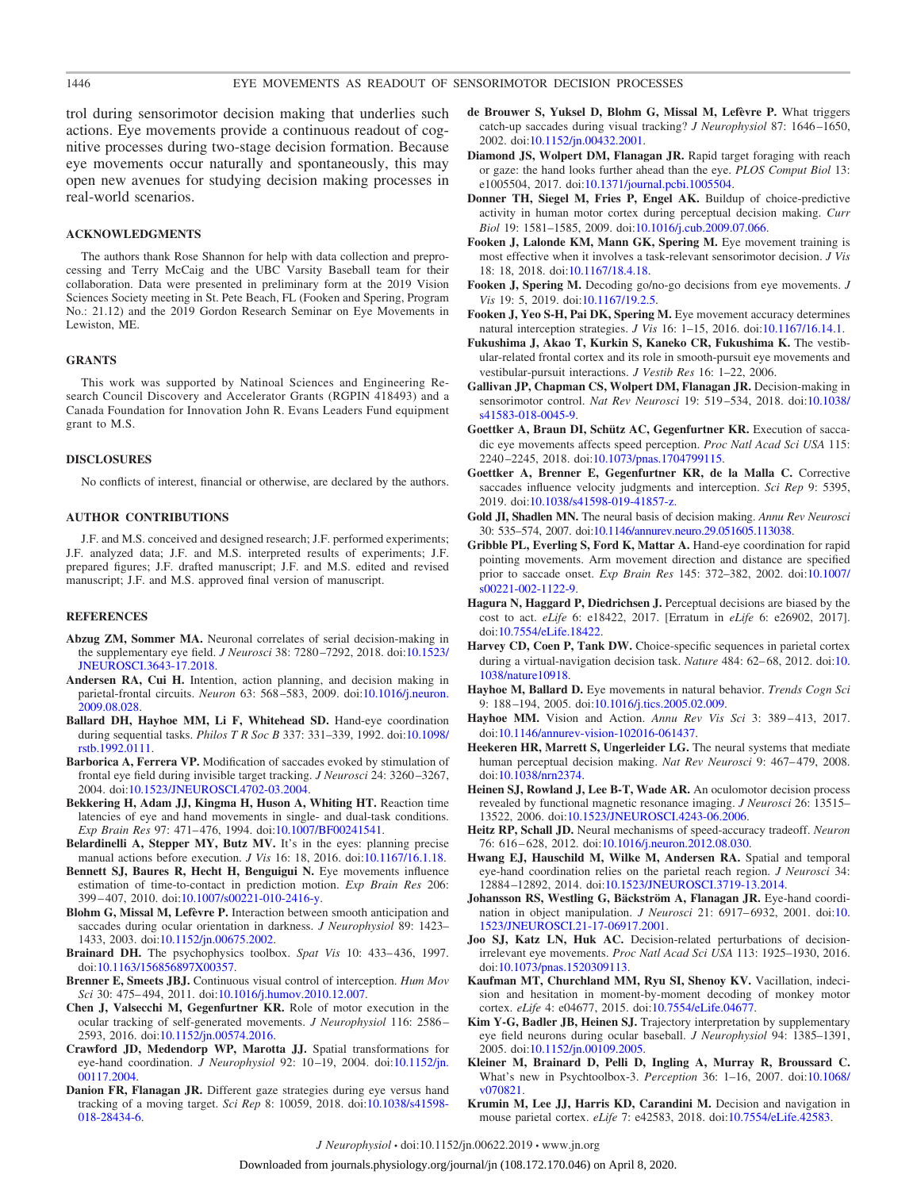trol during sensorimotor decision making that underlies such actions. Eye movements provide a continuous readout of cognitive processes during two-stage decision formation. Because eye movements occur naturally and spontaneously, this may open new avenues for studying decision making processes in real-world scenarios.

## ACKNOWLEDGMENTS

The authors thank Rose Shannon for help with data collection and preprocessing and Terry McCaig and the UBC Varsity Baseball team for their collaboration. Data were presented in preliminary form at the 2019 Vision Sciences Society meeting in St. Pete Beach, FL (Fooken and Spering, Program No.: 21.12) and the 2019 Gordon Research Seminar on Eye Movements in Lewiston, ME.

## GRANTS

This work was supported by Natinoal Sciences and Engineering Research Council Discovery and Accelerator Grants (RGPIN 418493) and a Canada Foundation for Innovation John R. Evans Leaders Fund equipment grant to M.S.

## DISCLOSURES

No conflicts of interest, financial or otherwise, are declared by the authors.

## AUTHOR CONTRIBUTIONS

J.F. and M.S. conceived and designed research; J.F. performed experiments; J.F. analyzed data; J.F. and M.S. interpreted results of experiments; J.F. prepared figures; J.F. drafted manuscript; J.F. and M.S. edited and revised manuscript; J.F. and M.S. approved final version of manuscript.

## REFERENCES

**Abzug ZM, Sommer MA.** Neuronal correlates of serial decision-making in the supplementary eye field. *J Neurosci* 38: 7280–7292, 2018. doi:10.1523/JNEUROSCI.3643-17.2018.

**Andersen RA, Cui H.** Intention, action planning, and decision making in parietal-frontal circuits. *Neuron* 63: 568–583, 2009. doi:10.1016/j.neuron.2009.08.028.

**Ballard DH, Hayhoe MM, Li F, Whitehead SD.** Hand-eye coordination during sequential tasks. *Philos T R Soc B* 337: 331–339, 1992. doi:10.1098/rstb.1992.0111.

**Barborica A, Ferrera VP.** Modification of saccades evoked by stimulation of frontal eye field during invisible target tracking. *J Neurosci* 24: 3260–3267, 2004. doi:10.1523/JNEUROSCI.4702-03.2004.

**Bekkering H, Adam JJ, Kingma H, Huson A, Whiting HT.** Reaction time latencies of eye and hand movements in single- and dual-task conditions. *Exp Brain Res* 97: 471–476, 1994. doi:10.1007/BF00241541.

**Belardinelli A, Stepper MY, Butz MV.** It's in the eyes: planning precise manual actions before execution. *J Vis* 16: 18, 2016. doi:10.1167/16.1.18.

**Bennett SJ, Baures R, Hecht H, Benguigui N.** Eye movements influence estimation of time-to-contact in prediction motion. *Exp Brain Res* 206: 399–407, 2010. doi:10.1007/s00221-010-2416-y.

**Blohm G, Missal M, Lefèvre P.** Interaction between smooth anticipation and saccades during ocular orientation in darkness. *J Neurophysiol* 89: 1423–1433, 2003. doi:10.1152/jn.00675.2002.

**Brainard DH.** The psychophysics toolbox. *Spat Vis* 10: 433–436, 1997. doi:10.1163/156856897X00357.

**Brenner E, Smeets JBJ.** Continuous visual control of interception. *Hum Mov Sci* 30: 475–494, 2011. doi:10.1016/j.humov.2010.12.007.

**Chen J, Valsecchi M, Gegenfurtner KR.** Role of motor execution in the ocular tracking of self-generated movements. *J Neurophysiol* 116: 2586–2593, 2016. doi:10.1152/jn.00574.2016.

**Crawford JD, Medendorp WP, Marotta JJ.** Spatial transformations for eye-hand coordination. *J Neurophysiol* 92: 10–19, 2004. doi:10.1152/jn.00117.2004.

**Danion FR, Flanagan JR.** Different gaze strategies during eye versus hand tracking of a moving target. *Sci Rep* 8: 10059, 2018. doi:10.1038/s41598-018-28434-6.

**de Brouwer S, Yuksel D, Blohm G, Missal M, Lefèvre P.** What triggers catch-up saccades during visual tracking? *J Neurophysiol* 87: 1646–1650, 2002. doi:10.1152/jn.00432.2001.

**Diamond JS, Wolpert DM, Flanagan JR.** Rapid target foraging with reach or gaze: the hand looks further ahead than the eye. *PLOS Comput Biol* 13: e1005504, 2017. doi:10.1371/journal.pcbi.1005504.

**Donner TH, Siegel M, Fries P, Engel AK.** Buildup of choice-predictive activity in human motor cortex during perceptual decision making. *Curr Biol* 19: 1581–1585, 2009. doi:10.1016/j.cub.2009.07.066.

**Fooken J, Lalonde KM, Mann GK, Spering M.** Eye movement training is most effective when it involves a task-relevant sensorimotor decision. *J Vis* 18: 18, 2018. doi:10.1167/18.4.18.

**Fooken J, Spering M.** Decoding go/no-go decisions from eye movements. *J Vis* 19: 5, 2019. doi:10.1167/19.2.5.

**Fooken J, Yeo S-H, Pai DK, Spering M.** Eye movement accuracy determines natural interception strategies. *J Vis* 16: 1–15, 2016. doi:10.1167/16.14.1.

**Fukushima J, Akao T, Kurkin S, Kaneko CR, Fukushima K.** The vestibular-related frontal cortex and its role in smooth-pursuit eye movements and vestibular-pursuit interactions. *J Vestib Res* 16: 1–22, 2006.

**Gallivan JP, Chapman CS, Wolpert DM, Flanagan JR.** Decision-making in sensorimotor control. *Nat Rev Neurosci* 19: 519–534, 2018. doi:10.1038/s41583-018-0045-9.

**Goettker A, Braun DI, Schütz AC, Gegenfurtner KR.** Execution of saccadic eye movements affects speed perception. *Proc Natl Acad Sci USA* 115: 2240–2245, 2018. doi:10.1073/pnas.1704799115.

**Goettker A, Brenner E, Gegenfurtner KR, de la Malla C.** Corrective saccades influence velocity judgments and interception. *Sci Rep* 9: 5395, 2019. doi:10.1038/s41598-019-41857-z.

**Gold JI, Shadlen MN.** The neural basis of decision making. *Annu Rev Neurosci* 30: 535–574, 2007. doi:10.1146/annurev.neuro.29.051605.113038.

**Gribble PL, Everling S, Ford K, Mattar A.** Hand-eye coordination for rapid pointing movements. Arm movement direction and distance are specified prior to saccade onset. *Exp Brain Res* 145: 372–382, 2002. doi:10.1007/s00221-002-1122-9.

**Hagura N, Haggard P, Diedrichsen J.** Perceptual decisions are biased by the cost to act. *eLife* 6: e18422, 2017. [Erratum in *eLife* 6: e26902, 2017]. doi:10.7554/eLife.18422.

**Harvey CD, Coen P, Tank DW.** Choice-specific sequences in parietal cortex during a virtual-navigation decision task. *Nature* 484: 62–68, 2012. doi:10.1038/nature10918.

**Hayhoe M, Ballard D.** Eye movements in natural behavior. *Trends Cogn Sci* 9: 188–194, 2005. doi:10.1016/j.tics.2005.02.009.

**Hayhoe MM.** Vision and Action. *Annu Rev Vis Sci* 3: 389–413, 2017. doi:10.1146/annurev-vision-102016-061437.

**Heekeren HR, Marrett S, Ungerleider LG.** The neural systems that mediate human perceptual decision making. *Nat Rev Neurosci* 9: 467–479, 2008. doi:10.1038/nrn2374.

**Heinen SJ, Rowland J, Lee B-T, Wade AR.** An oculomotor decision process revealed by functional magnetic resonance imaging. *J Neurosci* 26: 13515–13522, 2006. doi:10.1523/JNEUROSCI.4243-06.2006.

**Heitz RP, Schall JD.** Neural mechanisms of speed-accuracy tradeoff. *Neuron* 76: 616–628, 2012. doi:10.1016/j.neuron.2012.08.030.

**Hwang EJ, Hauschild M, Wilke M, Andersen RA.** Spatial and temporal eye-hand coordination relies on the parietal reach region. *J Neurosci* 34: 12884–12892, 2014. doi:10.1523/JNEUROSCI.3719-13.2014.

**Johansson RS, Westling G, Bäckström A, Flanagan JR.** Eye-hand coordination in object manipulation. *J Neurosci* 21: 6917–6932, 2001. doi:10.1523/JNEUROSCI.21-17-06917.2001.

**Joo SJ, Katz LN, Huk AC.** Decision-related perturbations of decision-irrelevant eye movements. *Proc Natl Acad Sci USA* 113: 1925–1930, 2016. doi:10.1073/pnas.1520309113.

**Kaufman MT, Churchland MM, Ryu SI, Shenoy KV.** Vacillation, indecision and hesitation in moment-by-moment decoding of monkey motor cortex. *eLife* 4: e04677, 2015. doi:10.7554/eLife.04677.

**Kim Y-G, Badler JB, Heinen SJ.** Trajectory interpretation by supplementary eye field neurons during ocular baseball. *J Neurophysiol* 94: 1385–1391, 2005. doi:10.1152/jn.00109.2005.

**Kleiner M, Brainard D, Pelli D, Ingling A, Murray R, Broussard C.** What's new in Psychtoolbox-3. *Perception* 36: 1–16, 2007. doi:10.1068/v070821.

**Krumin M, Lee JJ, Harris KD, Carandini M.** Decision and navigation in mouse parietal cortex. *eLife* 7: e42583, 2018. doi:10.7554/eLife.42583.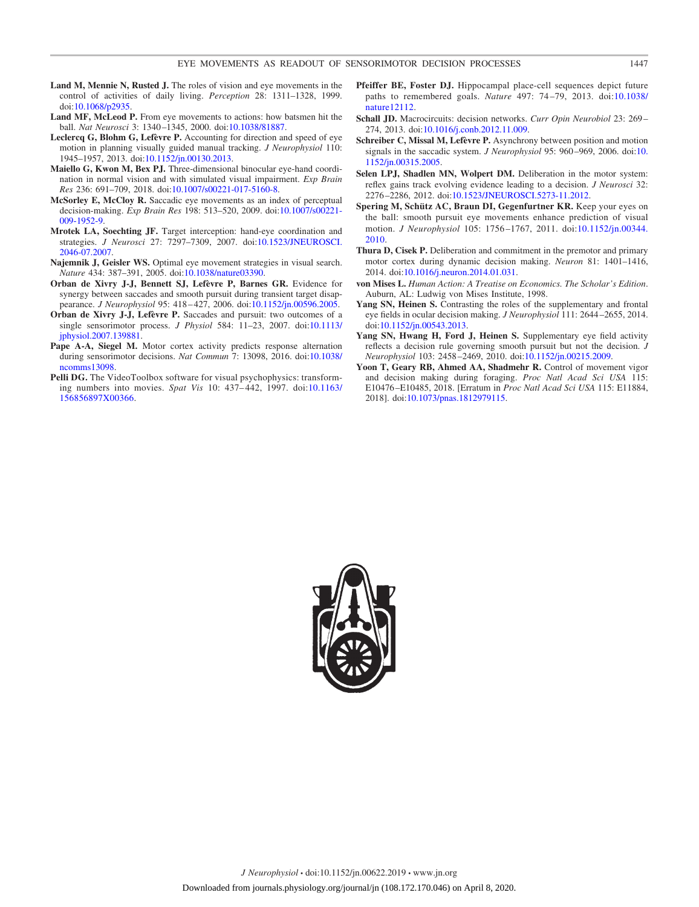**Land M, Mennie N, Rusted J.** The roles of vision and eye movements in the control of activities of daily living. *Perception* 28: 1311–1328, 1999. doi:10.1068/p2935.

**Land MF, McLeod P.** From eye movements to actions: how batsmen hit the ball. *Nat Neurosci* 3: 1340–1345, 2000. doi:10.1038/81887.

**Leclercq G, Blohm G, Lefèvre P.** Accounting for direction and speed of eye motion in planning visually guided manual tracking. *J Neurophysiol* 110: 1945–1957, 2013. doi:10.1152/jn.00130.2013.

**Maiello G, Kwon M, Bex PJ.** Three-dimensional binocular eye-hand coordination in normal vision and with simulated visual impairment. *Exp Brain Res* 236: 691–709, 2018. doi:10.1007/s00221-017-5160-8.

**McSorley E, McCloy R.** Saccadic eye movements as an index of perceptual decision-making. *Exp Brain Res* 198: 513–520, 2009. doi:10.1007/s00221-009-1952-9.

**Mrotek LA, Soechting JF.** Target interception: hand-eye coordination and strategies. *J Neurosci* 27: 7297–7309, 2007. doi:10.1523/JNEUROSCI.2046-07.2007.

**Najemnik J, Geisler WS.** Optimal eye movement strategies in visual search. *Nature* 434: 387–391, 2005. doi:10.1038/nature03390.

**Orban de Xivry J-J, Bennett SJ, Lefèvre P, Barnes GR.** Evidence for synergy between saccades and smooth pursuit during transient target disappearance. *J Neurophysiol* 95: 418–427, 2006. doi:10.1152/jn.00596.2005.

**Orban de Xivry J-J, Lefèvre P.** Saccades and pursuit: two outcomes of a single sensorimotor process. *J Physiol* 584: 11–23, 2007. doi:10.1113/jphysiol.2007.139881.

**Pape A-A, Siegel M.** Motor cortex activity predicts response alternation during sensorimotor decisions. *Nat Commun* 7: 13098, 2016. doi:10.1038/ncomms13098.

**Pelli DG.** The VideoToolbox software for visual psychophysics: transforming numbers into movies. *Spat Vis* 10: 437–442, 1997. doi:10.1163/156856897X00366.

**Pfeiffer BE, Foster DJ.** Hippocampal place-cell sequences depict future paths to remembered goals. *Nature* 497: 74–79, 2013. doi:10.1038/nature12112.

**Schall JD.** Macrocircuits: decision networks. *Curr Opin Neurobiol* 23: 269–274, 2013. doi:10.1016/j.conb.2012.11.009.

**Schreiber C, Missal M, Lefèvre P.** Asynchrony between position and motion signals in the saccadic system. *J Neurophysiol* 95: 960–969, 2006. doi:10.1152/jn.00315.2005.

**Selen LPJ, Shadlen MN, Wolpert DM.** Deliberation in the motor system: reflex gains track evolving evidence leading to a decision. *J Neurosci* 32: 2276–2286, 2012. doi:10.1523/JNEUROSCI.5273-11.2012.

**Spering M, Schütz AC, Braun DI, Gegenfurtner KR.** Keep your eyes on the ball: smooth pursuit eye movements enhance prediction of visual motion. *J Neurophysiol* 105: 1756–1767, 2011. doi:10.1152/jn.00344.2010.

**Thura D, Cisek P.** Deliberation and commitment in the premotor and primary motor cortex during dynamic decision making. *Neuron* 81: 1401–1416, 2014. doi:10.1016/j.neuron.2014.01.031.

**von Mises L.** *Human Action: A Treatise on Economics. The Scholar's Edition*. Auburn, AL: Ludwig von Mises Institute, 1998.

**Yang SN, Heinen S.** Contrasting the roles of the supplementary and frontal eye fields in ocular decision making. *J Neurophysiol* 111: 2644–2655, 2014. doi:10.1152/jn.00543.2013.

**Yang SN, Hwang H, Ford J, Heinen S.** Supplementary eye field activity reflects a decision rule governing smooth pursuit but not the decision. *J Neurophysiol* 103: 2458–2469, 2010. doi:10.1152/jn.00215.2009.

**Yoon T, Geary RB, Ahmed AA, Shadmehr R.** Control of movement vigor and decision making during foraging. *Proc Natl Acad Sci USA* 115: E10476–E10485, 2018. [Erratum in *Proc Natl Acad Sci USA* 115: E11884, 2018]. doi:10.1073/pnas.1812979115.